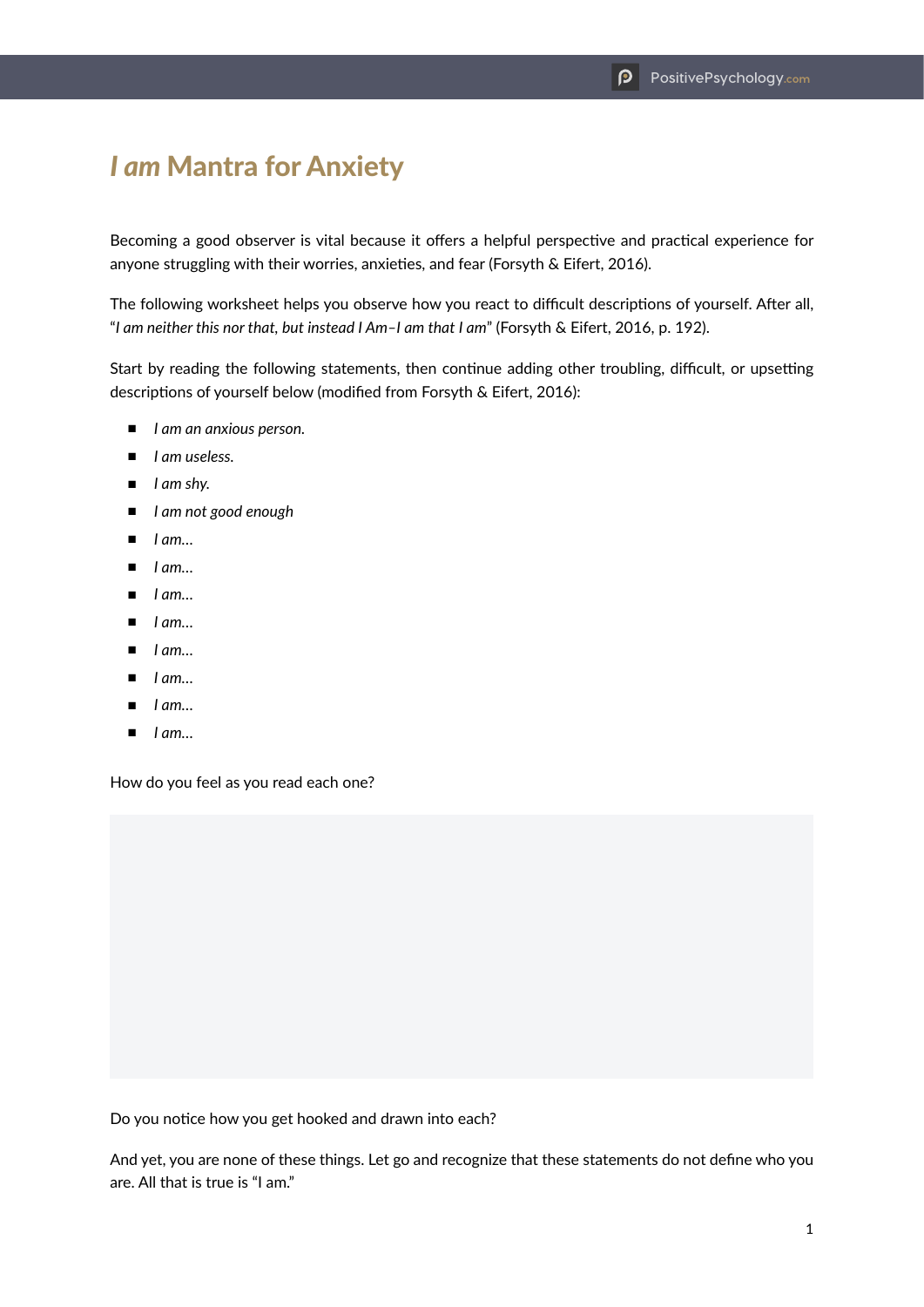# *I am* Mantra for Anxiety

Becoming a good observer is vital because it offers a helpful perspective and practical experience for anyone struggling with their worries, anxieties, and fear (Forsyth & Eifert, 2016).

The following worksheet helps you observe how you react to difficult descriptions of yourself. After all, "*I am neither this nor that, but instead I Am–I am that I am*" (Forsyth & Eifert, 2016, p. 192).

Start by reading the following statements, then continue adding other troubling, difficult, or upsetting descriptions of yourself below (modified from Forsyth & Eifert, 2016):

- *I am an anxious person.*
- *I am useless.*
- *I am shy.*
- *I am not good enough*
- *I am…*
- *I am…*
- *I am…*
- *I am…*
- *I am…*
- *I am…*
- *I am…*
- *I am…*

How do you feel as you read each one?

Do you notice how you get hooked and drawn into each?

And yet, you are none of these things. Let go and recognize that these statements do not define who you are. All that is true is "I am."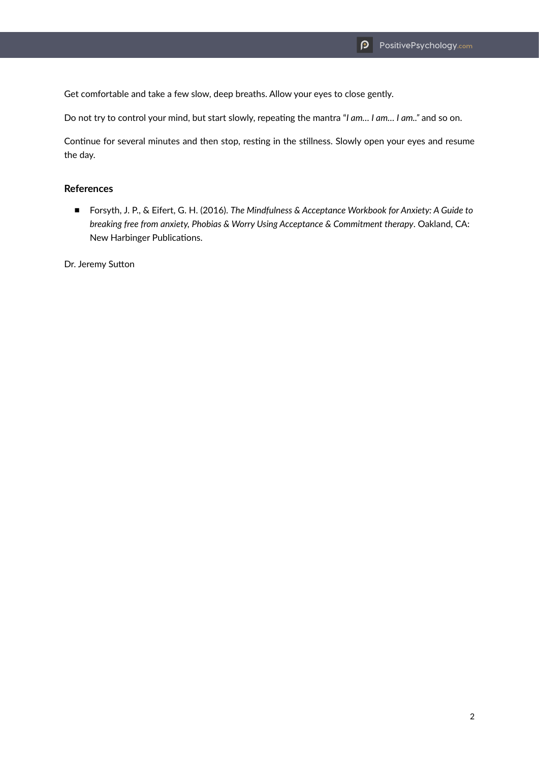Get comfortable and take a few slow, deep breaths. Allow your eyes to close gently.

Do not try to control your mind, but start slowly, repeating the mantra "*I am… I am… I am..*" and so on.

Continue for several minutes and then stop, resting in the stillness. Slowly open your eyes and resume the day.

### References

- Forsyth, J. P., & Eifert, G. H. (2016). *The Mindfulness & Acceptance Workbook for Anxiety: A Guide to breaking free from anxiety, Phobias & Worry Using Acceptance & Commitment therapy*. Oakland, CA: New Harbinger Publications.

Dr. Jeremy Sutton